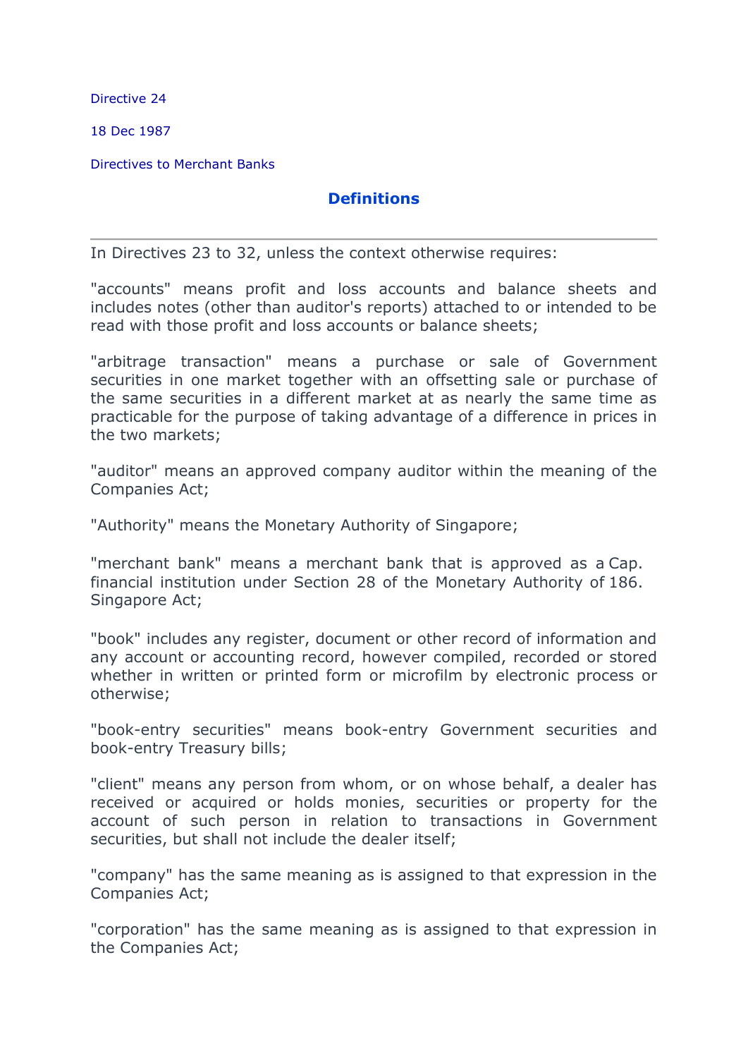Directive 24

18 Dec 1987

Directives to Merchant Banks

## Definitions

---

In Directives 23 to 32, unless the context otherwise requires:

"accounts" means profit and loss accounts and balance sheets and includes notes (other than auditor's reports) attached to or intended to be read with those profit and loss accounts or balance sheets;

"arbitrage transaction" means a purchase or sale of Government securities in one market together with an offsetting sale or purchase of the same securities in a different market at as nearly the same time as practicable for the purpose of taking advantage of a difference in prices in the two markets;

"auditor" means an approved company auditor within the meaning of the Companies Act;

"Authority" means the Monetary Authority of Singapore;

"merchant bank" means a merchant bank that is approved as a financial institution under Section 28 of the Monetary Authority of Singapore Act; Cap. 186.

"book" includes any register, document or other record of information and any account or accounting record, however compiled, recorded or stored whether in written or printed form or microfilm by electronic process or otherwise;

"book-entry securities" means book-entry Government securities and book-entry Treasury bills;

"client" means any person from whom, or on whose behalf, a dealer has received or acquired or holds monies, securities or property for the account of such person in relation to transactions in Government securities, but shall not include the dealer itself;

"company" has the same meaning as is assigned to that expression in the Companies Act;

"corporation" has the same meaning as is assigned to that expression in the Companies Act;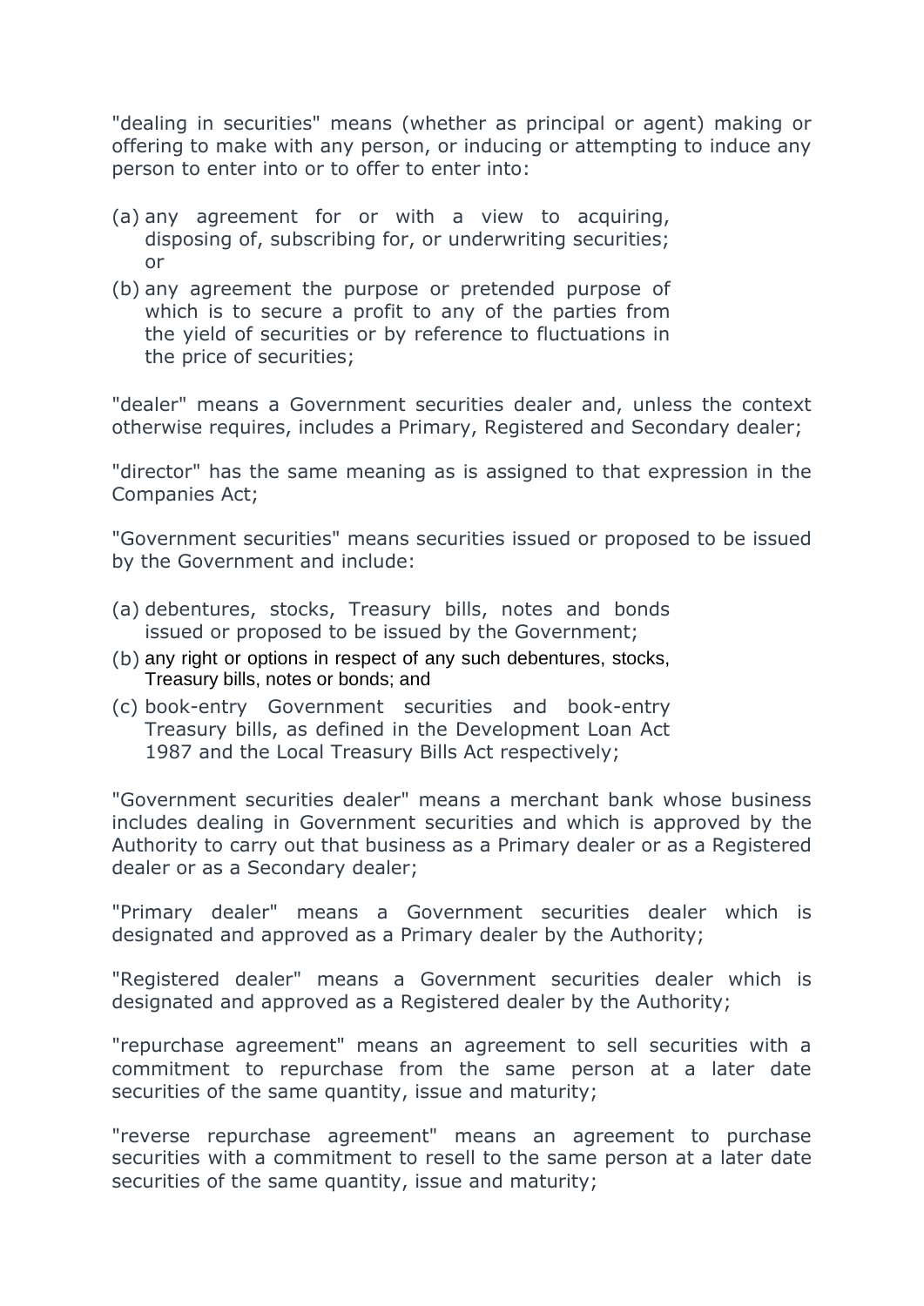"dealing in securities" means (whether as principal or agent) making or offering to make with any person, or inducing or attempting to induce any person to enter into or to offer to enter into:

(a) any agreement for or with a view to acquiring, disposing of, subscribing for, or underwriting securities; or

(b) any agreement the purpose or pretended purpose of which is to secure a profit to any of the parties from the yield of securities or by reference to fluctuations in the price of securities;

"dealer" means a Government securities dealer and, unless the context otherwise requires, includes a Primary, Registered and Secondary dealer;

"director" has the same meaning as is assigned to that expression in the Companies Act;

"Government securities" means securities issued or proposed to be issued by the Government and include:

(a) debentures, stocks, Treasury bills, notes and bonds issued or proposed to be issued by the Government;

(b) any right or options in respect of any such debentures, stocks, Treasury bills, notes or bonds; and

(c) book-entry Government securities and book-entry Treasury bills, as defined in the Development Loan Act 1987 and the Local Treasury Bills Act respectively;

"Government securities dealer" means a merchant bank whose business includes dealing in Government securities and which is approved by the Authority to carry out that business as a Primary dealer or as a Registered dealer or as a Secondary dealer;

"Primary dealer" means a Government securities dealer which is designated and approved as a Primary dealer by the Authority;

"Registered dealer" means a Government securities dealer which is designated and approved as a Registered dealer by the Authority;

"repurchase agreement" means an agreement to sell securities with a commitment to repurchase from the same person at a later date securities of the same quantity, issue and maturity;

"reverse repurchase agreement" means an agreement to purchase securities with a commitment to resell to the same person at a later date securities of the same quantity, issue and maturity;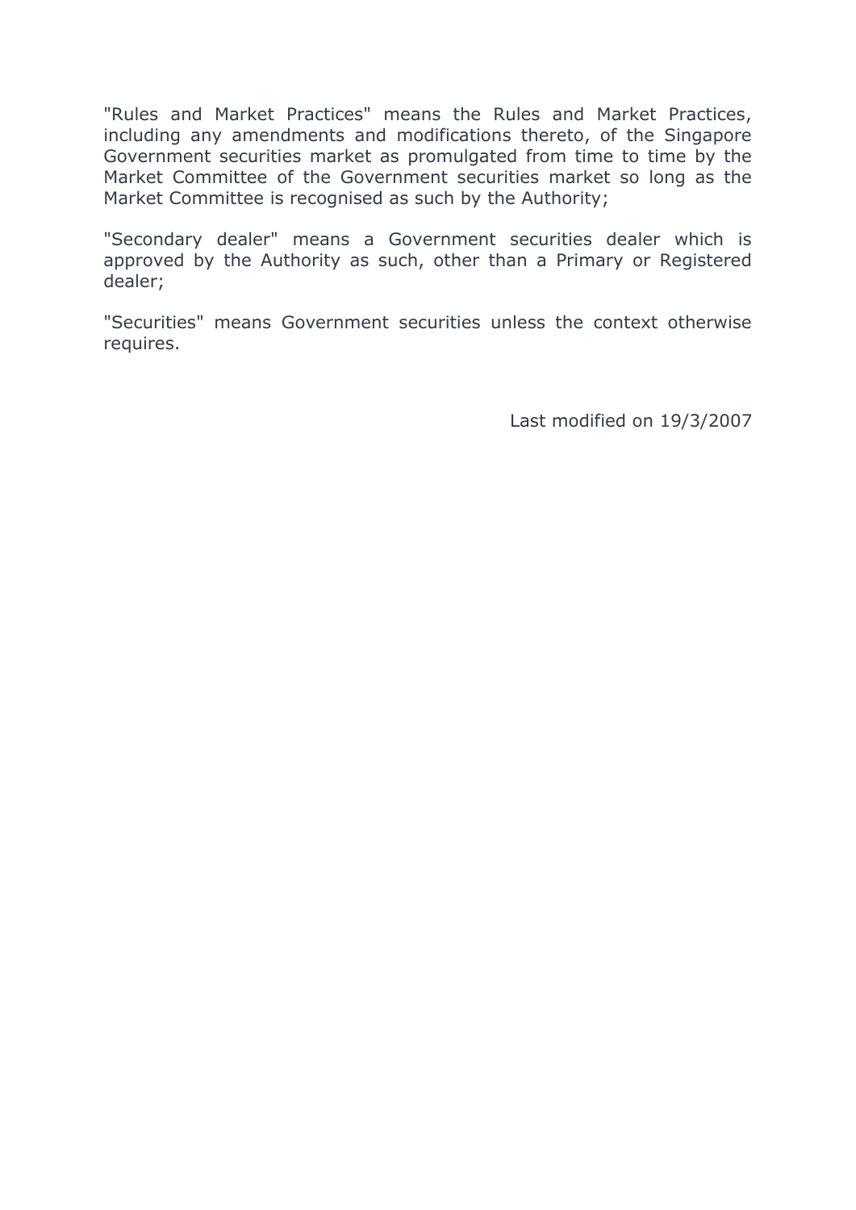"Rules and Market Practices" means the Rules and Market Practices, including any amendments and modifications thereto, of the Singapore Government securities market as promulgated from time to time by the Market Committee of the Government securities market so long as the Market Committee is recognised as such by the Authority;

"Secondary dealer" means a Government securities dealer which is approved by the Authority as such, other than a Primary or Registered dealer;

"Securities" means Government securities unless the context otherwise requires.

Last modified on 19/3/2007